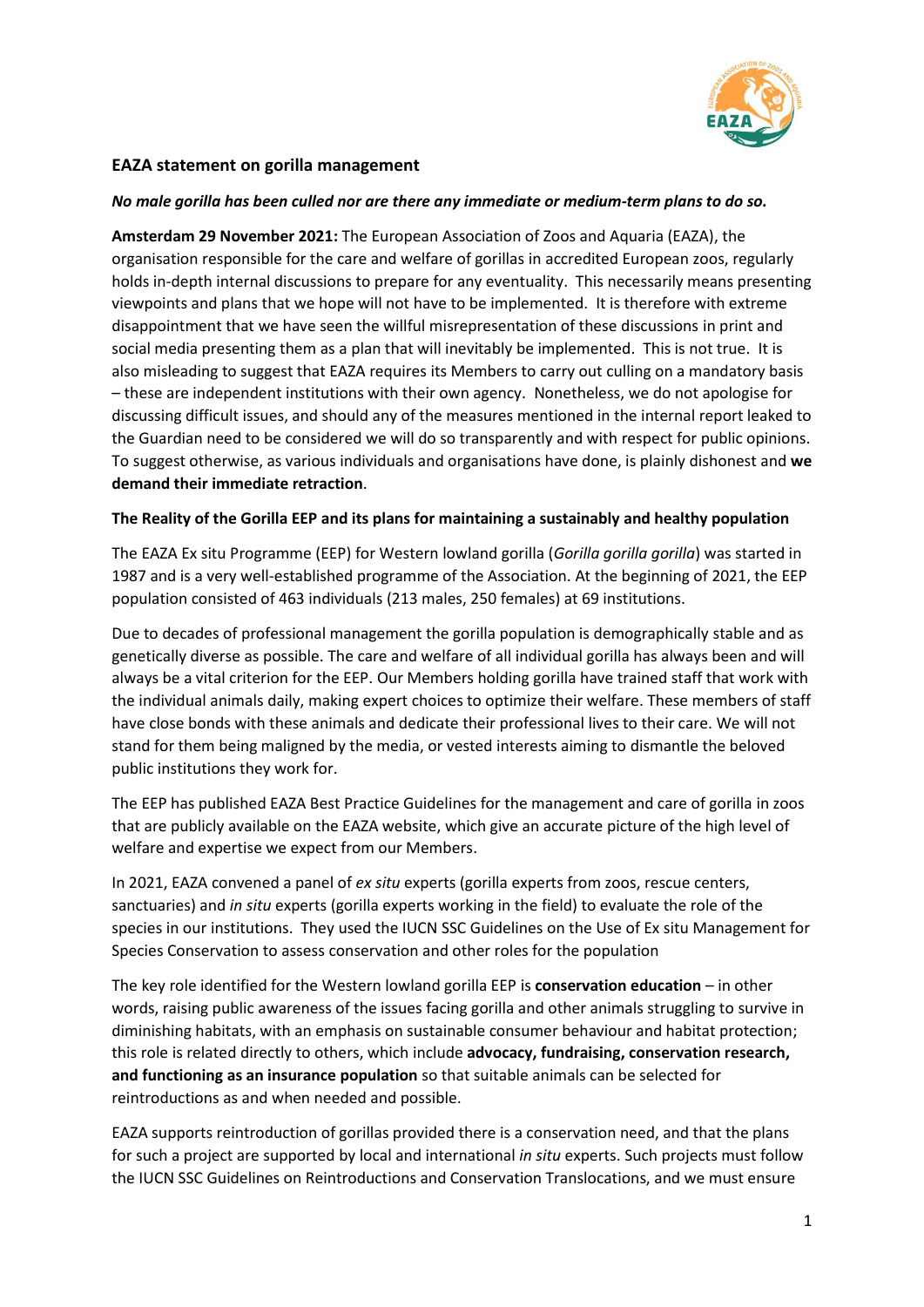## EAZA statement on gorilla management

***No male gorilla has been culled nor are there any immediate or medium-term plans to do so.***

**Amsterdam 29 November 2021:** The European Association of Zoos and Aquaria (EAZA), the organisation responsible for the care and welfare of gorillas in accredited European zoos, regularly holds in-depth internal discussions to prepare for any eventuality. This necessarily means presenting viewpoints and plans that we hope will not have to be implemented. It is therefore with extreme disappointment that we have seen the willful misrepresentation of these discussions in print and social media presenting them as a plan that will inevitably be implemented. This is not true. It is also misleading to suggest that EAZA requires its Members to carry out culling on a mandatory basis – these are independent institutions with their own agency. Nonetheless, we do not apologise for discussing difficult issues, and should any of the measures mentioned in the internal report leaked to the Guardian need to be considered we will do so transparently and with respect for public opinions. To suggest otherwise, as various individuals and organisations have done, is plainly dishonest and **we demand their immediate retraction**.

### The Reality of the Gorilla EEP and its plans for maintaining a sustainably and healthy population

The EAZA Ex situ Programme (EEP) for Western lowland gorilla (*Gorilla gorilla gorilla*) was started in 1987 and is a very well-established programme of the Association. At the beginning of 2021, the EEP population consisted of 463 individuals (213 males, 250 females) at 69 institutions.

Due to decades of professional management the gorilla population is demographically stable and as genetically diverse as possible. The care and welfare of all individual gorilla has always been and will always be a vital criterion for the EEP. Our Members holding gorilla have trained staff that work with the individual animals daily, making expert choices to optimize their welfare. These members of staff have close bonds with these animals and dedicate their professional lives to their care. We will not stand for them being maligned by the media, or vested interests aiming to dismantle the beloved public institutions they work for.

The EEP has published EAZA Best Practice Guidelines for the management and care of gorilla in zoos that are publicly available on the EAZA website, which give an accurate picture of the high level of welfare and expertise we expect from our Members.

In 2021, EAZA convened a panel of *ex situ* experts (gorilla experts from zoos, rescue centers, sanctuaries) and *in situ* experts (gorilla experts working in the field) to evaluate the role of the species in our institutions. They used the IUCN SSC Guidelines on the Use of Ex situ Management for Species Conservation to assess conservation and other roles for the population

The key role identified for the Western lowland gorilla EEP is **conservation education** – in other words, raising public awareness of the issues facing gorilla and other animals struggling to survive in diminishing habitats, with an emphasis on sustainable consumer behaviour and habitat protection; this role is related directly to others, which include **advocacy, fundraising, conservation research, and functioning as an insurance population** so that suitable animals can be selected for reintroductions as and when needed and possible.

EAZA supports reintroduction of gorillas provided there is a conservation need, and that the plans for such a project are supported by local and international *in situ* experts. Such projects must follow the IUCN SSC Guidelines on Reintroductions and Conservation Translocations, and we must ensure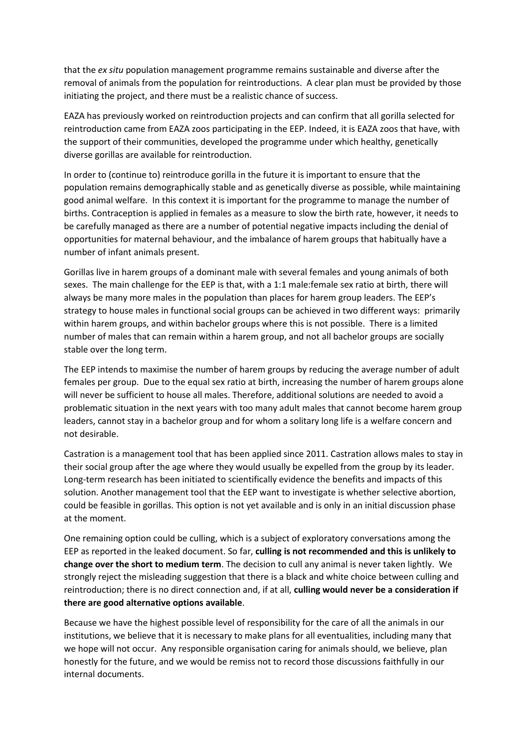that the *ex situ* population management programme remains sustainable and diverse after the removal of animals from the population for reintroductions. A clear plan must be provided by those initiating the project, and there must be a realistic chance of success.

EAZA has previously worked on reintroduction projects and can confirm that all gorilla selected for reintroduction came from EAZA zoos participating in the EEP. Indeed, it is EAZA zoos that have, with the support of their communities, developed the programme under which healthy, genetically diverse gorillas are available for reintroduction.

In order to (continue to) reintroduce gorilla in the future it is important to ensure that the population remains demographically stable and as genetically diverse as possible, while maintaining good animal welfare. In this context it is important for the programme to manage the number of births. Contraception is applied in females as a measure to slow the birth rate, however, it needs to be carefully managed as there are a number of potential negative impacts including the denial of opportunities for maternal behaviour, and the imbalance of harem groups that habitually have a number of infant animals present.

Gorillas live in harem groups of a dominant male with several females and young animals of both sexes. The main challenge for the EEP is that, with a 1:1 male:female sex ratio at birth, there will always be many more males in the population than places for harem group leaders. The EEP's strategy to house males in functional social groups can be achieved in two different ways: primarily within harem groups, and within bachelor groups where this is not possible. There is a limited number of males that can remain within a harem group, and not all bachelor groups are socially stable over the long term.

The EEP intends to maximise the number of harem groups by reducing the average number of adult females per group. Due to the equal sex ratio at birth, increasing the number of harem groups alone will never be sufficient to house all males. Therefore, additional solutions are needed to avoid a problematic situation in the next years with too many adult males that cannot become harem group leaders, cannot stay in a bachelor group and for whom a solitary long life is a welfare concern and not desirable.

Castration is a management tool that has been applied since 2011. Castration allows males to stay in their social group after the age where they would usually be expelled from the group by its leader. Long-term research has been initiated to scientifically evidence the benefits and impacts of this solution. Another management tool that the EEP want to investigate is whether selective abortion, could be feasible in gorillas. This option is not yet available and is only in an initial discussion phase at the moment.

One remaining option could be culling, which is a subject of exploratory conversations among the EEP as reported in the leaked document. So far, **culling is not recommended and this is unlikely to change over the short to medium term**. The decision to cull any animal is never taken lightly. We strongly reject the misleading suggestion that there is a black and white choice between culling and reintroduction; there is no direct connection and, if at all, **culling would never be a consideration if there are good alternative options available**.

Because we have the highest possible level of responsibility for the care of all the animals in our institutions, we believe that it is necessary to make plans for all eventualities, including many that we hope will not occur. Any responsible organisation caring for animals should, we believe, plan honestly for the future, and we would be remiss not to record those discussions faithfully in our internal documents.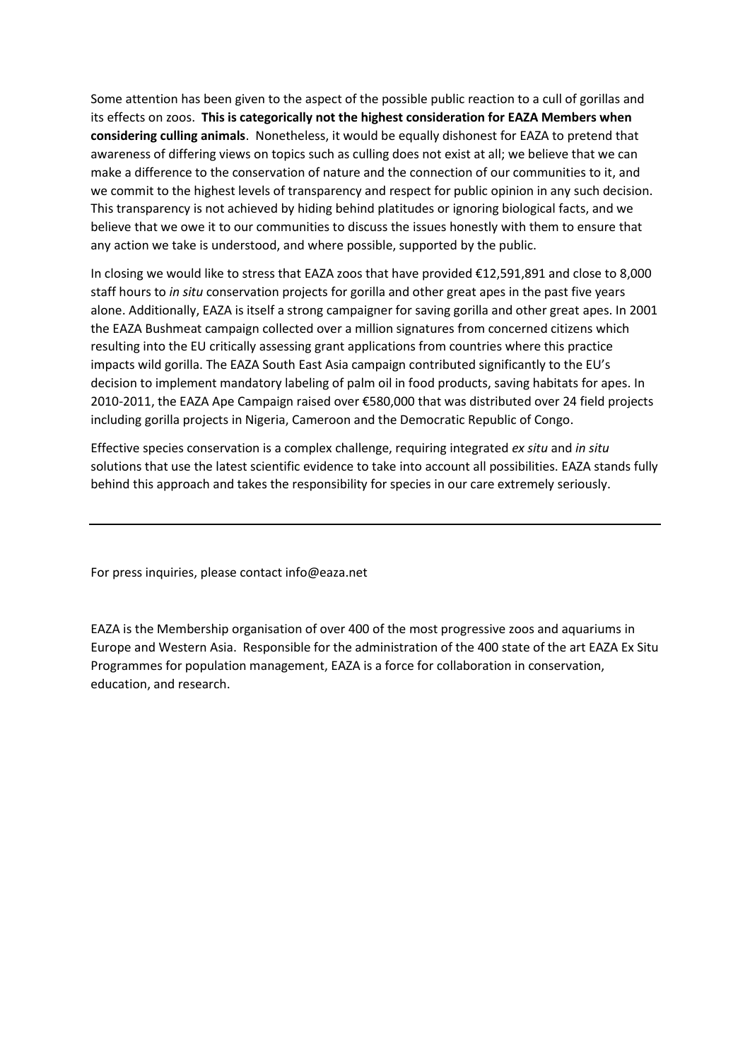Some attention has been given to the aspect of the possible public reaction to a cull of gorillas and its effects on zoos. **This is categorically not the highest consideration for EAZA Members when considering culling animals**. Nonetheless, it would be equally dishonest for EAZA to pretend that awareness of differing views on topics such as culling does not exist at all; we believe that we can make a difference to the conservation of nature and the connection of our communities to it, and we commit to the highest levels of transparency and respect for public opinion in any such decision. This transparency is not achieved by hiding behind platitudes or ignoring biological facts, and we believe that we owe it to our communities to discuss the issues honestly with them to ensure that any action we take is understood, and where possible, supported by the public.

In closing we would like to stress that EAZA zoos that have provided €12,591,891 and close to 8,000 staff hours to *in situ* conservation projects for gorilla and other great apes in the past five years alone. Additionally, EAZA is itself a strong campaigner for saving gorilla and other great apes. In 2001 the EAZA Bushmeat campaign collected over a million signatures from concerned citizens which resulting into the EU critically assessing grant applications from countries where this practice impacts wild gorilla. The EAZA South East Asia campaign contributed significantly to the EU's decision to implement mandatory labeling of palm oil in food products, saving habitats for apes. In 2010-2011, the EAZA Ape Campaign raised over €580,000 that was distributed over 24 field projects including gorilla projects in Nigeria, Cameroon and the Democratic Republic of Congo.

Effective species conservation is a complex challenge, requiring integrated *ex situ* and *in situ* solutions that use the latest scientific evidence to take into account all possibilities. EAZA stands fully behind this approach and takes the responsibility for species in our care extremely seriously.

---

For press inquiries, please contact info@eaza.net

EAZA is the Membership organisation of over 400 of the most progressive zoos and aquariums in Europe and Western Asia. Responsible for the administration of the 400 state of the art EAZA Ex Situ Programmes for population management, EAZA is a force for collaboration in conservation, education, and research.